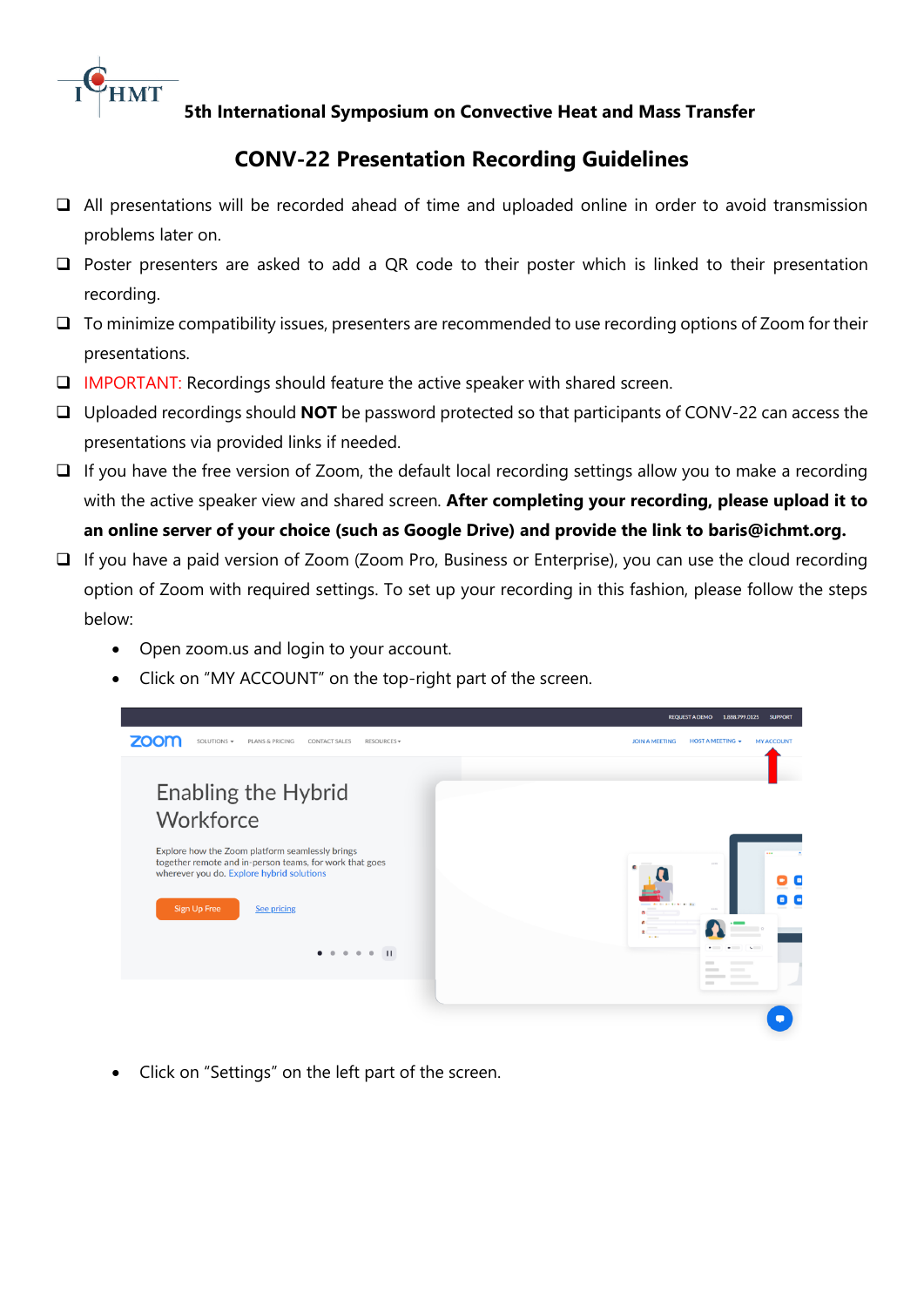5th International Symposium on Convective Heat and Mass Transfer

# CONV-22 Presentation Recording Guidelines

- All presentations will be recorded ahead of time and uploaded online in order to avoid transmission problems later on.
- Poster presenters are asked to add a QR code to their poster which is linked to their presentation recording.
- To minimize compatibility issues, presenters are recommended to use recording options of Zoom for their presentations.
- IMPORTANT: Recordings should feature the active speaker with shared screen.
- Uploaded recordings should **NOT** be password protected so that participants of CONV-22 can access the presentations via provided links if needed.
- If you have the free version of Zoom, the default local recording settings allow you to make a recording with the active speaker view and shared screen. **After completing your recording, please upload it to an online server of your choice (such as Google Drive) and provide the link to baris@ichmt.org.**
- If you have a paid version of Zoom (Zoom Pro, Business or Enterprise), you can use the cloud recording option of Zoom with required settings. To set up your recording in this fashion, please follow the steps below:
  - Open zoom.us and login to your account.
  - Click on "MY ACCOUNT" on the top-right part of the screen.
  - Click on "Settings" on the left part of the screen.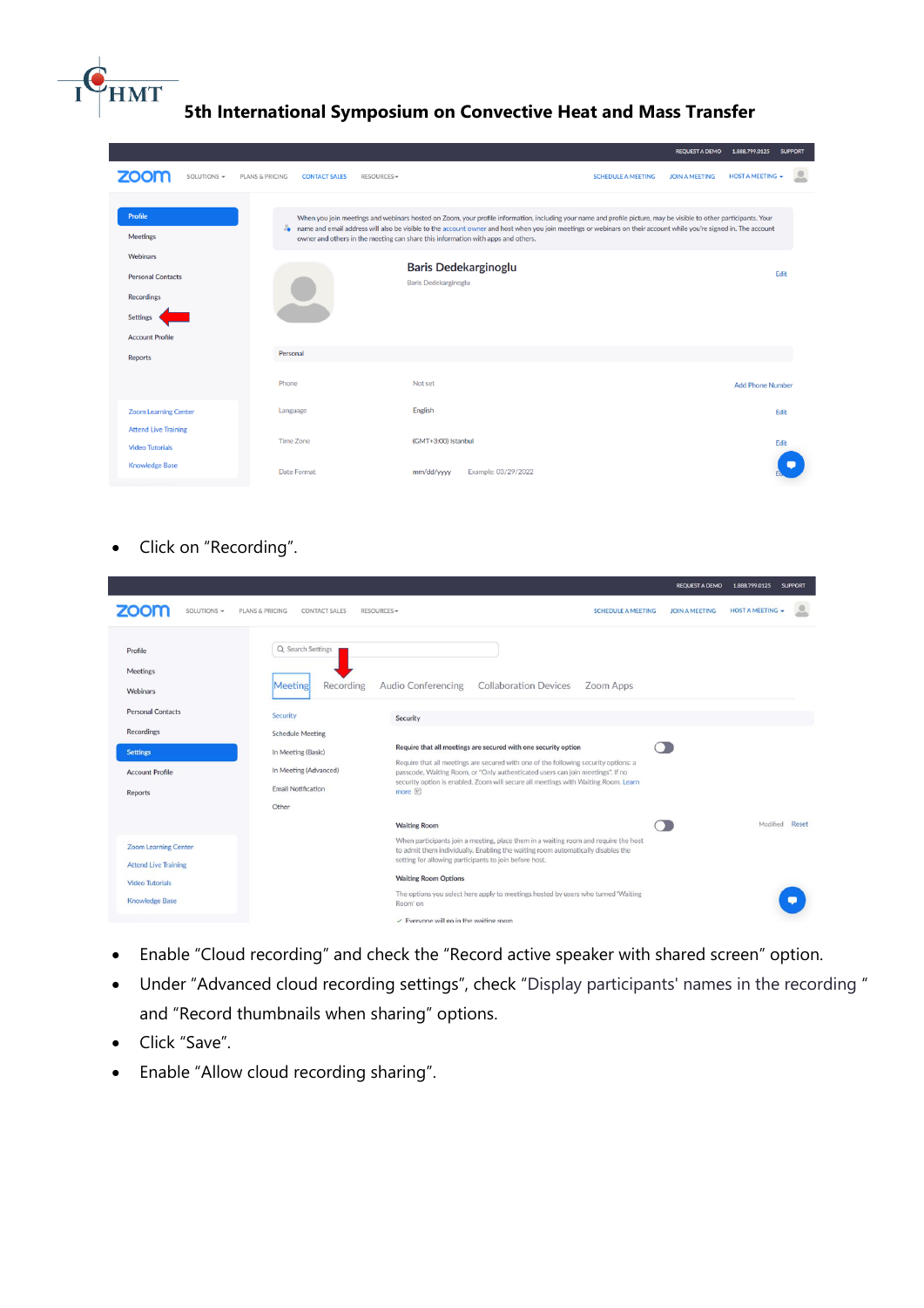- Click on “Recording”.

- Enable “Cloud recording” and check the “Record active speaker with shared screen” option.
- Under “Advanced cloud recording settings”, check “Display participants' names in the recording ” and “Record thumbnails when sharing” options.
- Click “Save”.
- Enable “Allow cloud recording sharing”.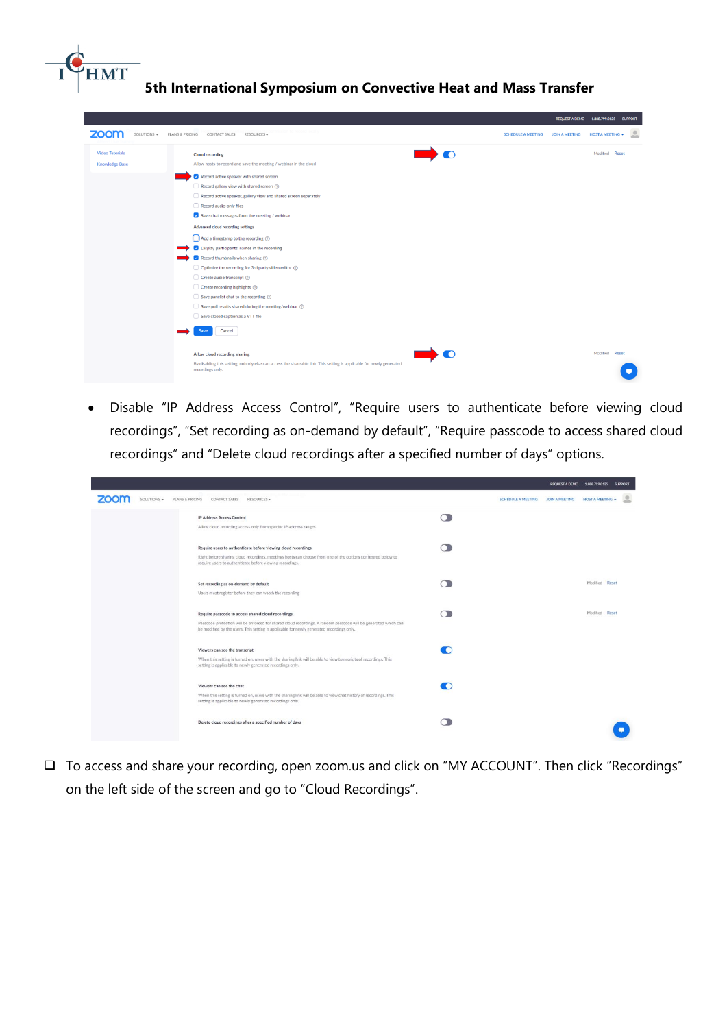- Disable "IP Address Access Control", "Require users to authenticate before viewing cloud recordings", "Set recording as on-demand by default", "Require passcode to access shared cloud recordings" and "Delete cloud recordings after a specified number of days" options.

❑ To access and share your recording, open zoom.us and click on "MY ACCOUNT". Then click "Recordings" on the left side of the screen and go to "Cloud Recordings".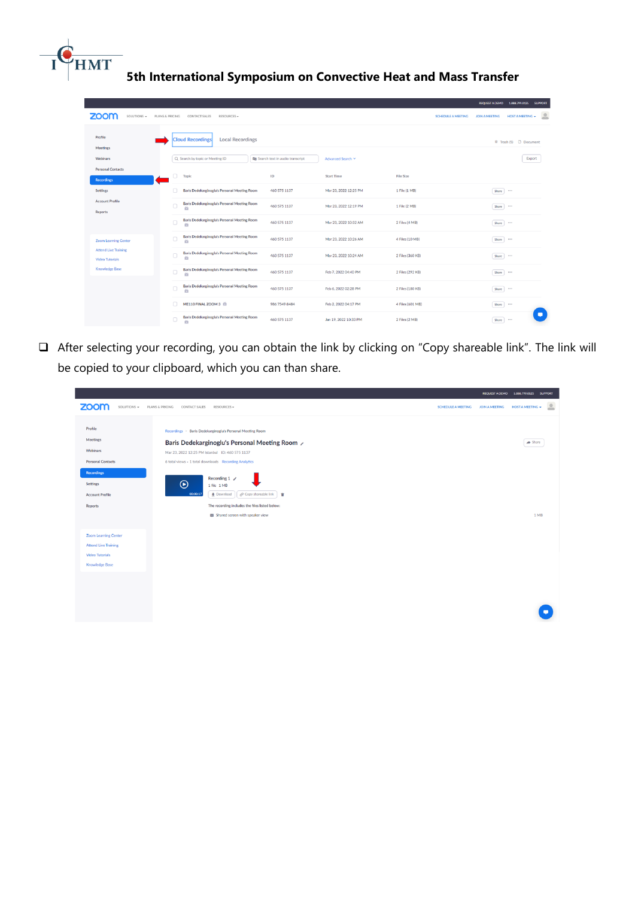- After selecting your recording, you can obtain the link by clicking on "Copy shareable link". The link will be copied to your clipboard, which you can than share.